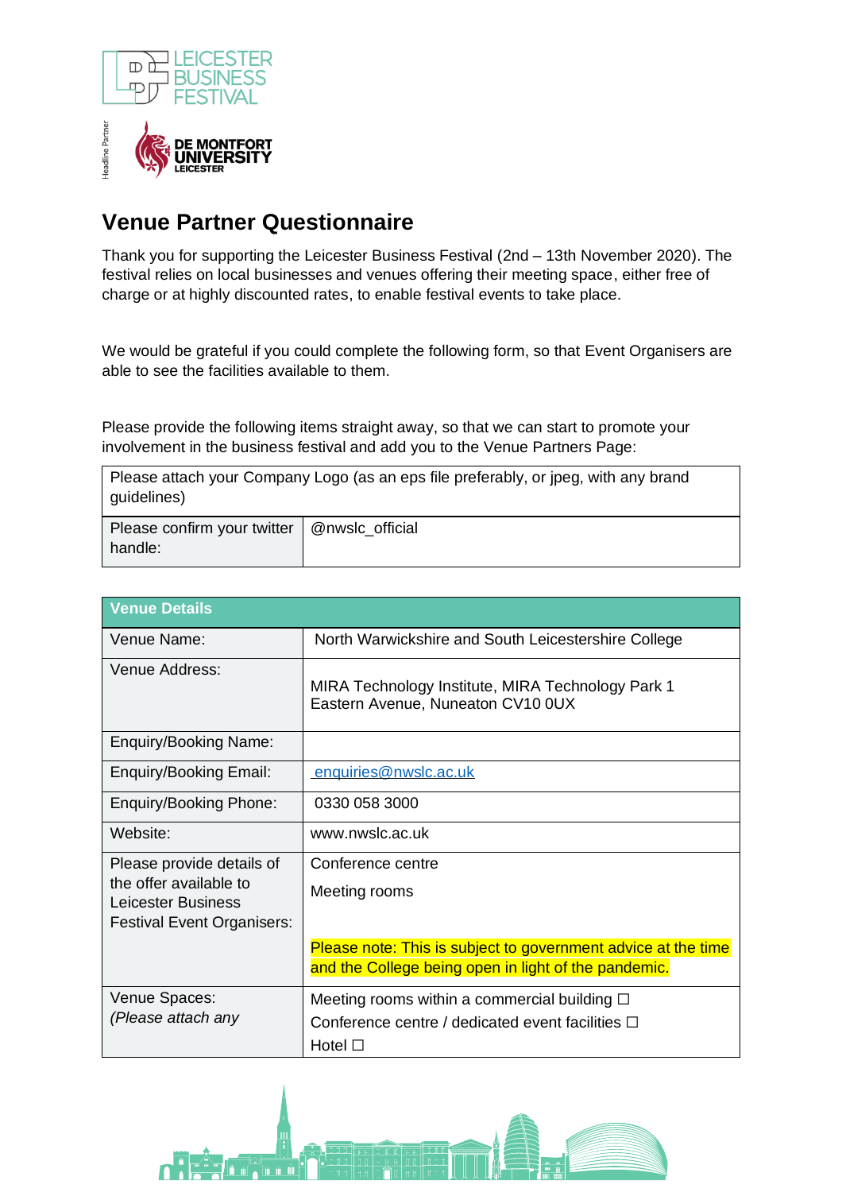# Venue Partner Questionnaire

Thank you for supporting the Leicester Business Festival (2nd – 13th November 2020). The festival relies on local businesses and venues offering their meeting space, either free of charge or at highly discounted rates, to enable festival events to take place.

We would be grateful if you could complete the following form, so that Event Organisers are able to see the facilities available to them.

Please provide the following items straight away, so that we can start to promote your involvement in the business festival and add you to the Venue Partners Page:

| Please attach your Company Logo (as an eps file preferably, or jpeg, with any brand guidelines) | |
|---|---|
| Please confirm your twitter handle: | @nwslc_official |

| **Venue Details** | |
|---|---|
| Venue Name: | North Warwickshire and South Leicestershire College |
| Venue Address: | MIRA Technology Institute, MIRA Technology Park 1 Eastern Avenue, Nuneaton CV10 0UX |
| Enquiry/Booking Name: | |
| Enquiry/Booking Email: | enquiries@nwslc.ac.uk |
| Enquiry/Booking Phone: | 0330 058 3000 |
| Website: | www.nwslc.ac.uk |
| Please provide details of the offer available to Leicester Business Festival Event Organisers: | Conference centre<br>Meeting rooms<br><br>Please note: This is subject to government advice at the time and the College being open in light of the pandemic. |
| Venue Spaces:<br>*(Please attach any* | Meeting rooms within a commercial building ☐<br>Conference centre / dedicated event facilities ☐<br>Hotel ☐ |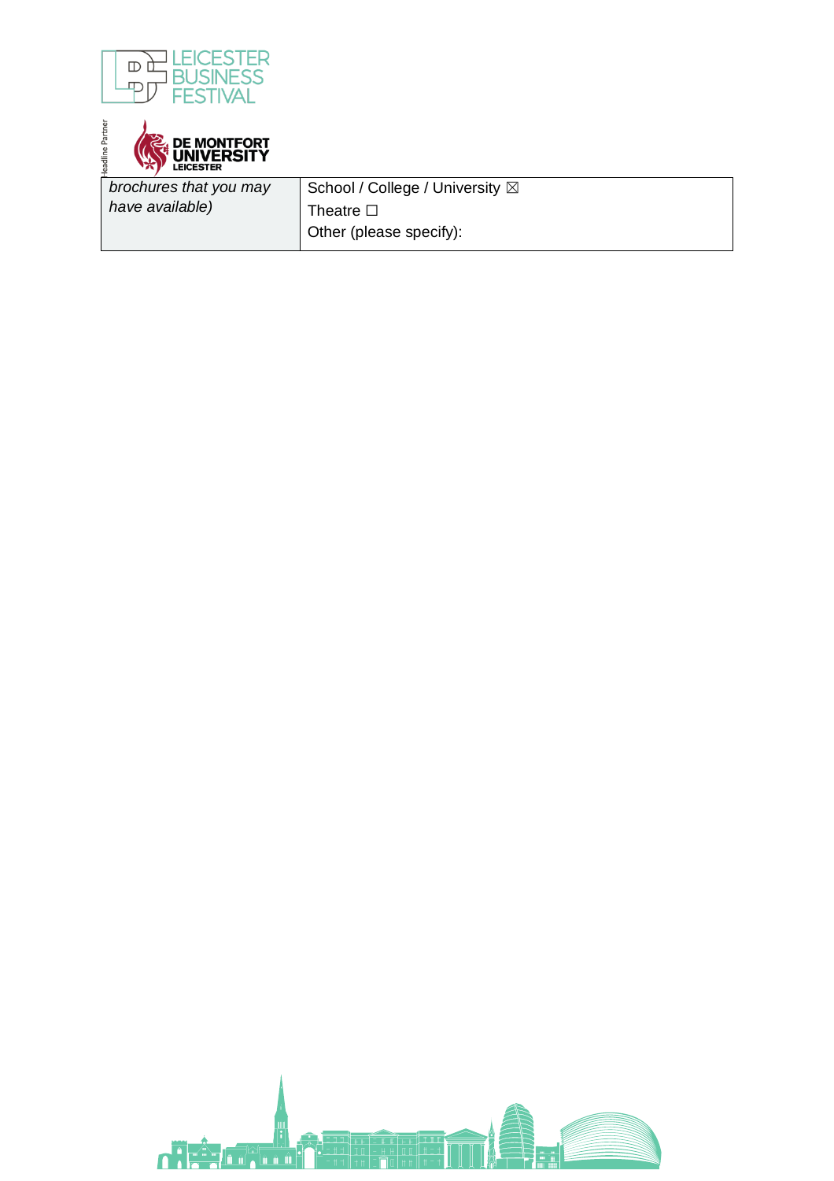| brochures that you may have available) | School / College / University ☒<br>Theatre ☐<br>Other (please specify): |
| --- | --- |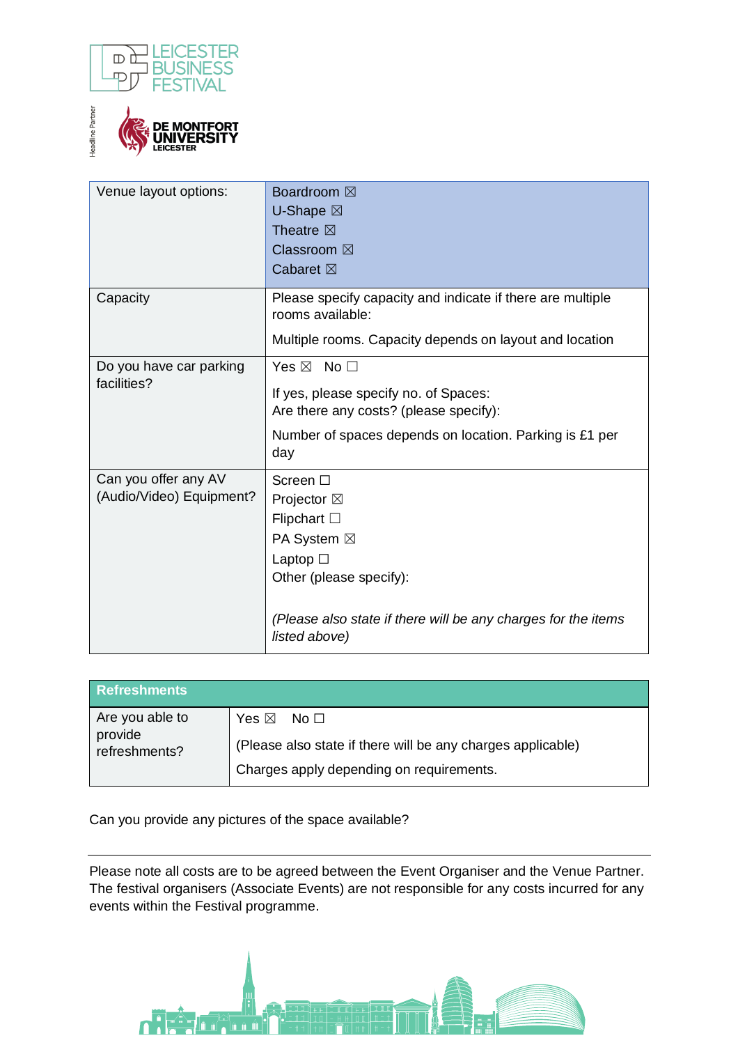| | |
|---|---|
| Venue layout options: | Boardroom ☒<br>U-Shape ☒<br>Theatre ☒<br>Classroom ☒<br>Cabaret ☒ |
| Capacity | Please specify capacity and indicate if there are multiple rooms available:<br>Multiple rooms. Capacity depends on layout and location |
| Do you have car parking facilities? | Yes ☒ No ☐<br>If yes, please specify no. of Spaces:<br>Are there any costs? (please specify):<br>Number of spaces depends on location. Parking is £1 per day |
| Can you offer any AV (Audio/Video) Equipment? | Screen ☐<br>Projector ☒<br>Flipchart ☐<br>PA System ☒<br>Laptop ☐<br>Other (please specify):<br><br>*(Please also state if there will be any charges for the items listed above)* |

| **Refreshments** | |
|---|---|
| Are you able to provide refreshments? | Yes ☒ No ☐<br>(Please also state if there will be any charges applicable)<br>Charges apply depending on requirements. |

Can you provide any pictures of the space available?

---

Please note all costs are to be agreed between the Event Organiser and the Venue Partner. The festival organisers (Associate Events) are not responsible for any costs incurred for any events within the Festival programme.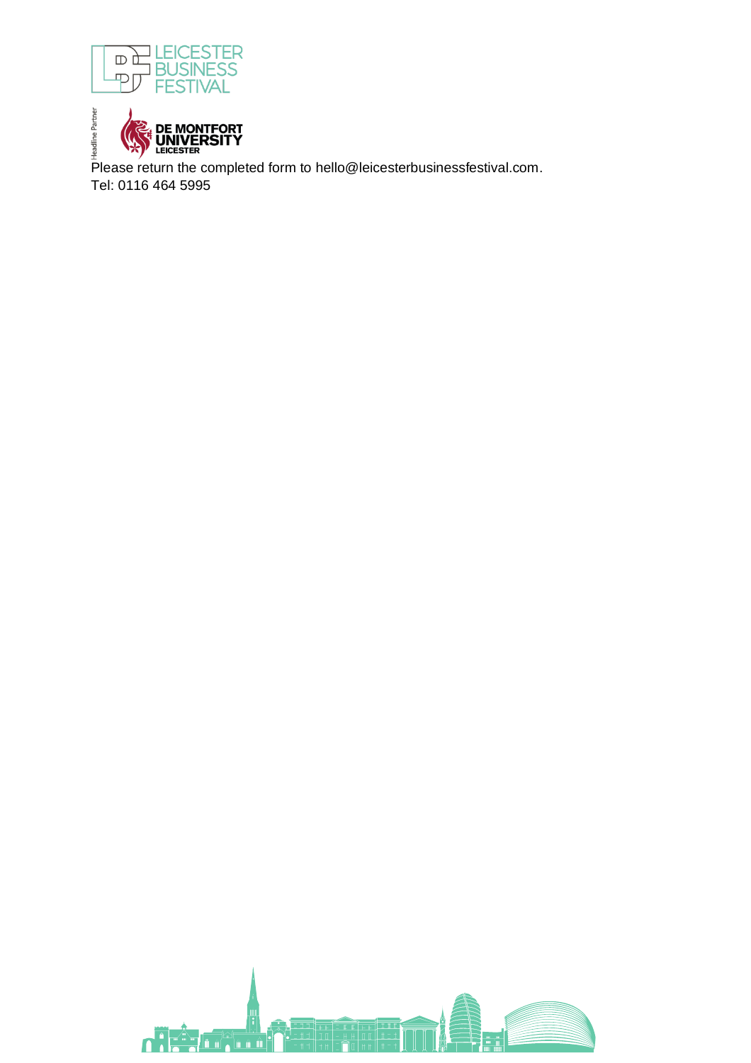Please return the completed form to hello@leicesterbusinessfestival.com.
Tel: 0116 464 5995